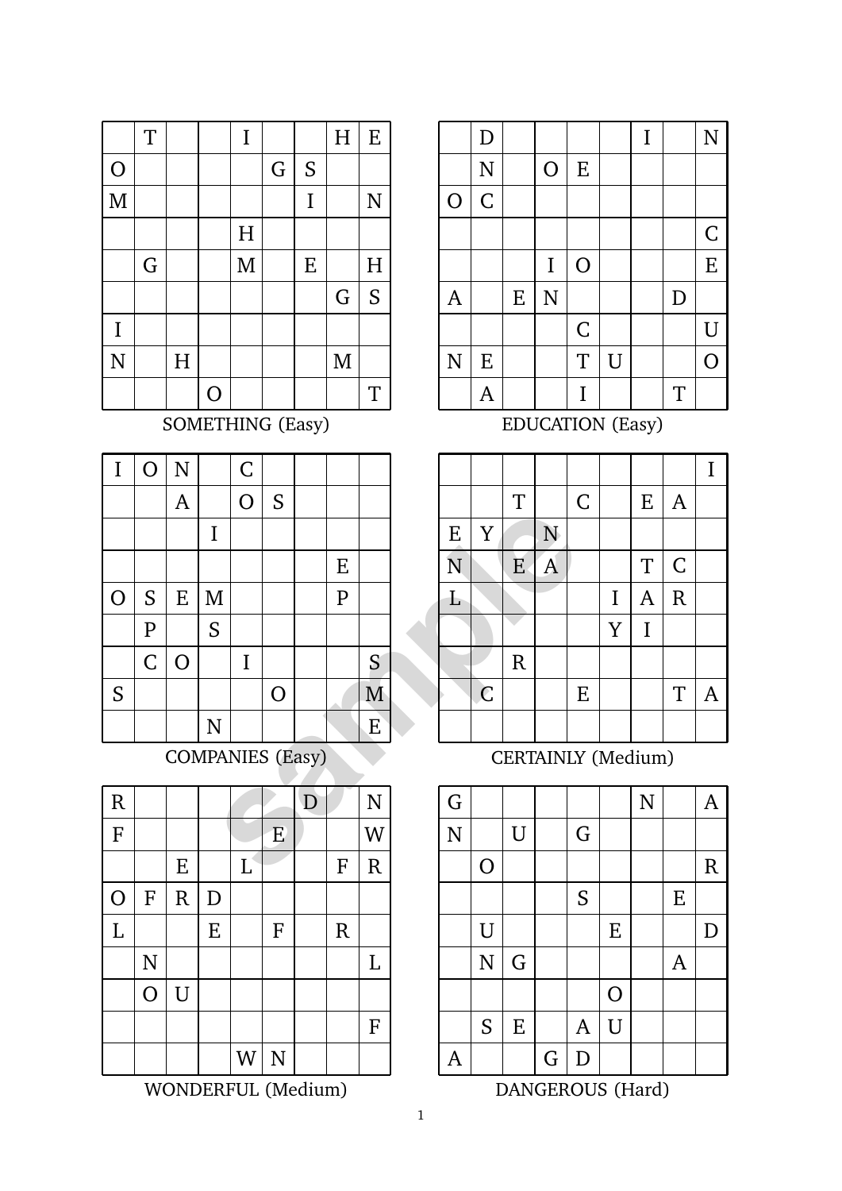| | | | | | | | | |
|---|---|---|---|---|---|---|---|---|
| | T | | | I | | | H | E |
| O | | | | | G | S | | |
| M | | | | | | I | | N |
| | | | | H | | | | |
| | G | | | M | | E | | H |
| | | | | | | | G | S |
| I | | | | | | | | |
| N | | H | | | | | M | |
| | | | O | | | | | T |

SOMETHING (Easy)

| | | | | | | | | |
|---|---|---|---|---|---|---|---|---|
| | D | | | | | I | | N |
| | N | | O | E | | | | |
| O | C | | | | | | | |
| | | | | | | | | C |
| | | | I | O | | | | E |
| A | | E | N | | | | D | |
| | | | | C | | | | U |
| N | E | | | T | U | | | O |
| | A | | | I | | | T | |

EDUCATION (Easy)

| | | | | | | | | |
|---|---|---|---|---|---|---|---|---|
| I | O | N | | C | | | | |
| | | A | | O | S | | | |
| | | | I | | | | | |
| | | | | | | | E | |
| O | S | E | M | | | | P | |
| | P | | S | | | | | |
| | C | O | | I | | | | S |
| S | | | | | O | | | M |
| | | | N | | | | | E |

COMPANIES (Easy)

| | | | | | | | | |
|---|---|---|---|---|---|---|---|---|
| | | | | | | | | I |
| | | T | | C | | E | A | |
| E | Y | | N | | | | | |
| N | | E | A | | | T | C | |
| L | | | | | I | A | R | |
| | | | | | Y | I | | |
| | | R | | | | | | |
| | C | | | E | | | T | A |
| | | | | | | | | |

CERTAINLY (Medium)

| | | | | | | | | |
|---|---|---|---|---|---|---|---|---|
| R | | | | | | D | | N |
| F | | | | | E | | | W |
| | | E | | L | | | F | R |
| O | F | R | D | | | | | |
| L | | | E | | F | | R | |
| | N | | | | | | | L |
| | O | U | | | | | | |
| | | | | | | | | F |
| | | | | W | N | | | |

WONDERFUL (Medium)

| | | | | | | | | |
|---|---|---|---|---|---|---|---|---|
| G | | | | | | N | | A |
| N | | U | | G | | | | |
| | O | | | | | | | R |
| | | | | S | | | E | |
| | U | | | | E | | | D |
| | N | G | | | | | A | |
| | | | | | O | | | |
| | S | E | | A | U | | | |
| A | | | G | D | | | | |

DANGEROUS (Hard)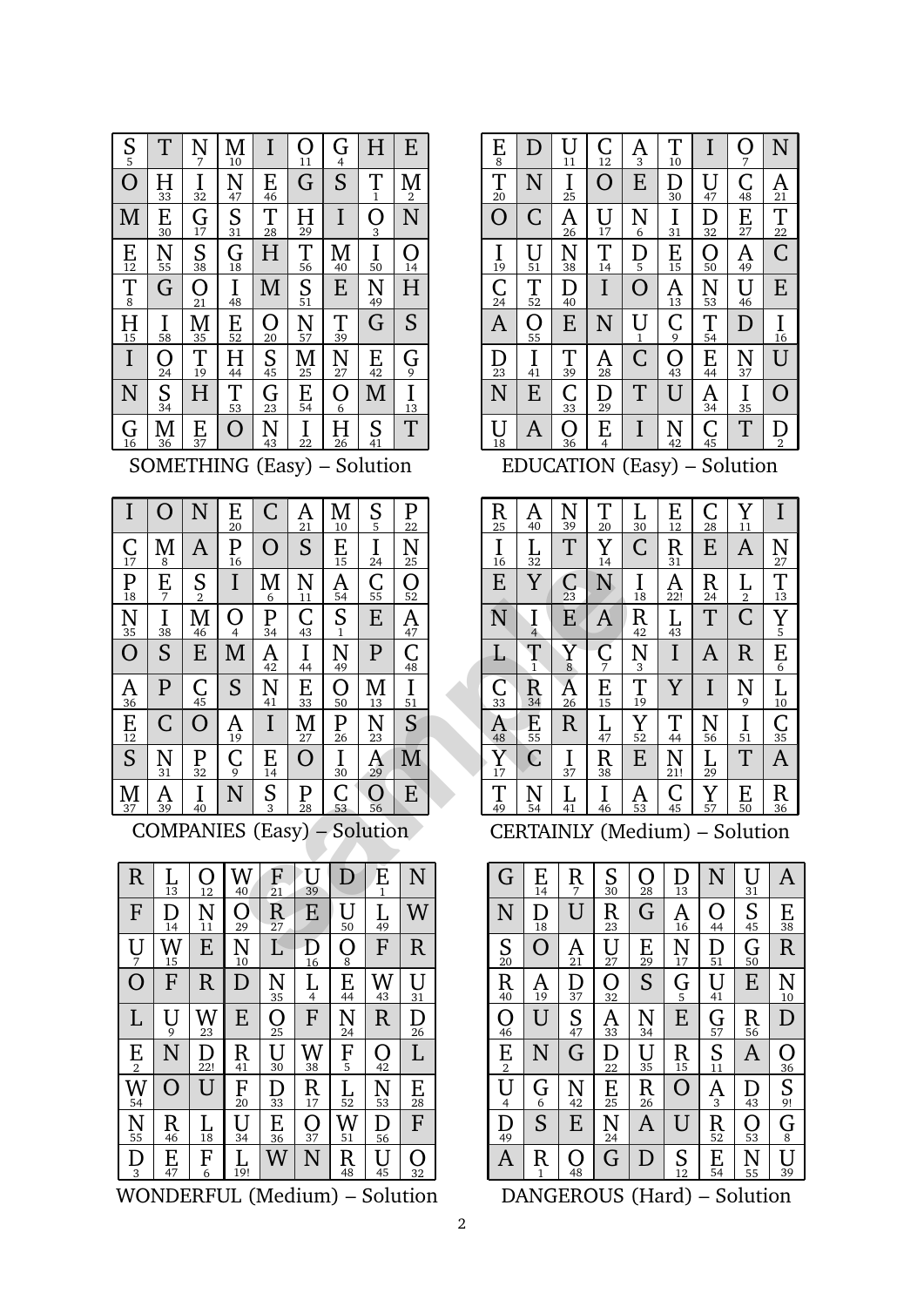| S 5 | T | N 7 | M 10 | I | O 11 | G 4 | H | E |
|---|---|---|---|---|---|---|---|---|
| O | H 33 | I 32 | N 47 | E 46 | G | S | T 1 | M 2 |
| M | E 30 | G 17 | S 31 | T 28 | H 29 | I | O 3 | N |
| E 12 | N 55 | S 38 | G 18 | H | T 56 | M 40 | I 50 | O 14 |
| T 8 | G | O 21 | I 48 | M | S 51 | E | N 49 | H |
| H 15 | I 58 | M 35 | E 52 | O 20 | N 57 | T 39 | G | S |
| I | O 24 | T 19 | H 44 | S 45 | M 25 | N 27 | E 42 | G 9 |
| N | S 34 | H | T 53 | G 23 | E 54 | O 6 | M | I 13 |
| G 16 | M 36 | E 37 | O | N 43 | I 22 | H 26 | S 41 | T |

SOMETHING (Easy) – Solution

| E 8 | D | U 11 | C 12 | A 3 | T 10 | I | O 7 | N |
|---|---|---|---|---|---|---|---|---|
| T 20 | N | I 25 | O | E | D 30 | U 47 | C 48 | A 21 |
| O | C | A 26 | U 17 | N 6 | I 31 | D 32 | E 27 | T 22 |
| I 19 | U 51 | N 38 | T 14 | D 5 | E 15 | O 50 | A 49 | C |
| C 24 | T 52 | D 40 | I | O | A 13 | N 53 | U 46 | E |
| A | O 55 | E | N | U 1 | C 9 | T 54 | D | I 16 |
| D 23 | I 41 | T 39 | A 28 | C | O 43 | E 44 | N 37 | U |
| N | E | C 33 | D 29 | T | U | A 34 | I 35 | O |
| U 18 | A | O 36 | E 4 | I | N 42 | C 45 | T | D 2 |

EDUCATION (Easy) – Solution

| I | O | N | E 20 | C | A 21 | M 10 | S 5 | P 22 |
|---|---|---|---|---|---|---|---|---|
| C 17 | M 8 | A | P 16 | O | S | E 15 | I 24 | N 25 |
| P 18 | E 7 | S 2 | I | M 6 | N 11 | A 54 | C 55 | O 52 |
| N 35 | I 38 | M 46 | O 4 | P 34 | C 43 | S 1 | E | A 47 |
| O | S | E | M | A 42 | I 44 | N 49 | P | C 48 |
| A 36 | P | C 45 | S | N 41 | E 33 | O 50 | M 13 | I 51 |
| E 12 | C | O | A 19 | I | M 27 | P 26 | N 23 | S |
| S | N 31 | P 32 | C 9 | E 14 | O | I 30 | A 29 | M |
| M 37 | A 39 | I 40 | N | S 3 | P 28 | C 53 | O 56 | E |

COMPANIES (Easy) – Solution

| R 25 | A 40 | N 39 | T 20 | L 30 | E 12 | C 28 | Y 11 | I |
|---|---|---|---|---|---|---|---|---|
| I 16 | L 32 | T | Y 14 | C | R 31 | E | A | N 27 |
| E | Y | C 23 | N | I 18 | A 22! | R 24 | L 2 | T 13 |
| N | I 4 | E | A | R 42 | L 43 | T | C | Y 5 |
| L | T 1 | Y 8 | C 7 | N 3 | I | A | R | E 6 |
| C 33 | R 34 | A 26 | E 15 | T 19 | Y | I | N 9 | L 10 |
| A 48 | E 55 | R | L 47 | Y 52 | T 44 | N 56 | I 51 | C 35 |
| Y 17 | C | I 37 | R 38 | E | N 21! | L 29 | T | A |
| T 49 | N 54 | L 41 | I 46 | A 53 | C 45 | Y 57 | E 50 | R 36 |

CERTAINLY (Medium) – Solution

| R | L 13 | O 12 | W 40 | F 21 | U 39 | D | E 1 | N |
|---|---|---|---|---|---|---|---|---|
| F | D 14 | N 11 | O 29 | R 27 | E | U 50 | L 49 | W |
| U 7 | W 15 | E | N 10 | L | D 16 | O 8 | F | R |
| O | F | R | D | N 35 | L 4 | E 44 | W 43 | U 31 |
| L | U 9 | W 23 | E | O 25 | F | N 24 | R | D 26 |
| E 2 | N | D 22! | R 41 | U 30 | W 38 | F 5 | O 42 | L |
| W 54 | O | U | F 20 | D 33 | R 17 | L 52 | N 53 | E 28 |
| N 55 | R 46 | L 18 | U 34 | E 36 | O 37 | W 51 | D 56 | F |
| D 3 | E 47 | F 6 | L 19! | W | N | R 48 | U 45 | O 32 |

WONDERFUL (Medium) – Solution

| G | E 14 | R 7 | S 30 | O 28 | D 13 | N | U 31 | A |
|---|---|---|---|---|---|---|---|---|
| N | D 18 | U | R 23 | G | A 16 | O 44 | S 45 | E 38 |
| S 20 | O | A 21 | U 27 | E 29 | N 17 | D 51 | G 50 | R |
| R 40 | A 19 | D 37 | O 32 | S | G 5 | U 41 | E | N 10 |
| O 46 | U | S 47 | A 33 | N 34 | E | G 57 | R 56 | D |
| E 2 | N | G | D 22 | U 35 | R 15 | S 11 | A | O 36 |
| U 4 | G 6 | N 42 | E 25 | R 26 | O | A 3 | D 43 | S 9! |
| D 49 | S | E | N 24 | A | U | R 52 | O 53 | G 8 |
| A | R 1 | O 48 | G | D | S 12 | E 54 | N 55 | U 39 |

DANGEROUS (Hard) – Solution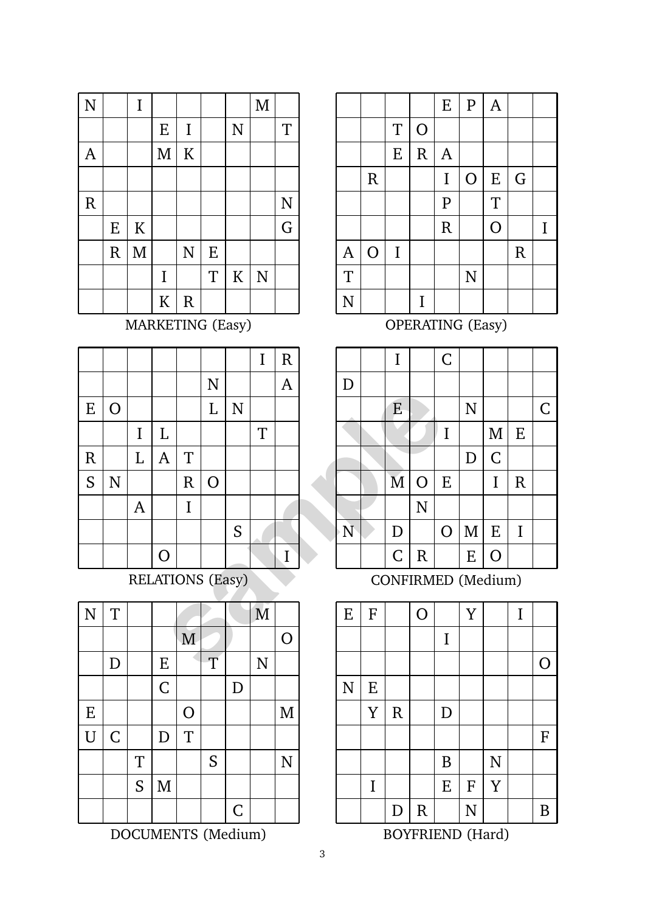| | | | | | | | | |
|---|---|---|---|---|---|---|---|---|
| N | | I | | | | | M | |
| | | | E | I | | N | | T |
| A | | | M | K | | | | |
| | | | | | | | | |
| R | | | | | | | | N |
| | E | K | | | | | | G |
| | R | M | | N | E | | | |
| | | | I | | T | K | N | |
| | | | K | R | | | | |

MARKETING (Easy)

| | | | | | | | | |
|---|---|---|---|---|---|---|---|---|
| | | | | E | P | A | | |
| | | T | O | | | | | |
| | | E | R | A | | | | |
| | R | | | I | O | E | G | |
| | | | | P | | T | | |
| | | | | R | | O | | I |
| A | O | I | | | | | R | |
| T | | | | | N | | | |
| N | | | I | | | | | |

OPERATING (Easy)

| | | | | | | | | |
|---|---|---|---|---|---|---|---|---|
| | | | | | | | I | R |
| | | | | | N | | | A |
| E | O | | | | L | N | | |
| | | I | L | | | | T | |
| R | | L | A | T | | | | |
| S | N | | | R | O | | | |
| | | A | | I | | | | |
| | | | | | | S | | |
| | | | O | | | | | I |

RELATIONS (Easy)

| | | | | | | | | |
|---|---|---|---|---|---|---|---|---|
| | | I | | C | | | | |
| D | | | | | | | | |
| | | E | | | N | | | C |
| | | | | I | | M | E | |
| | | | | | D | C | | |
| | M | O | E | | | I | R | |
| | | | N | | | | | |
| N | | D | | O | M | E | I | |
| | | C | R | | E | O | | |

CONFIRMED (Medium)

| | | | | | | | | |
|---|---|---|---|---|---|---|---|---|
| N | T | | | | | | M | |
| | | | | M | | | | O |
| | D | | E | | T | | N | |
| | | | C | | | D | | |
| E | | | | O | | | | M |
| U | C | | D | T | | | | |
| | | T | | | S | | | N |
| | | S | M | | | | | |
| | | | | | | C | | |

DOCUMENTS (Medium)

| | | | | | | | | |
|---|---|---|---|---|---|---|---|---|
| E | F | | O | | Y | | I | |
| | | | | I | | | | |
| | | | | | | | | O |
| N | E | | | | | | | |
| | Y | R | | D | | | | |
| | | | | | | | | F |
| | | | | B | | N | | |
| | I | | | E | F | Y | | |
| | | D | R | | N | | | B |

BOYFRIEND (Hard)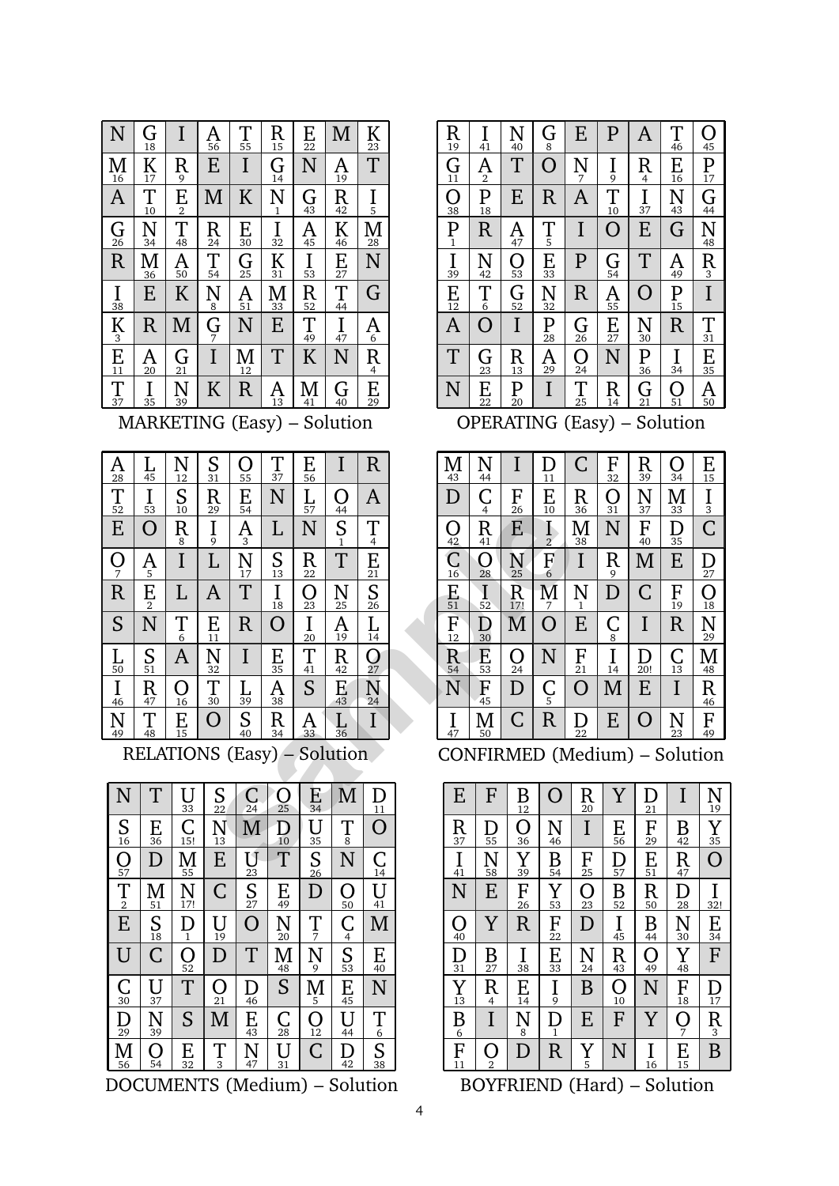| | | | | | | | | |
|---|---|---|---|---|---|---|---|---|
| N | G 18 | I | A 56 | T 55 | R 15 | E 22 | M | K 23 |
| M 16 | K 17 | R 9 | E | I | G 14 | N | A 19 | T |
| A | T 10 | E 2 | M | K | N 1 | G 43 | R 42 | I 5 |
| G 26 | N 34 | T 48 | R 24 | E 30 | I 32 | A 45 | K 46 | M 28 |
| R | M 36 | A 50 | T 54 | G 25 | K 31 | I 53 | E 27 | N |
| I 38 | E | K | N 8 | A 51 | M 33 | R 52 | T 44 | G |
| K 3 | R | M | G 7 | N | E | T 49 | I 47 | A 6 |
| E 11 | A 20 | G 21 | I | M 12 | T | K | N | R 4 |
| T 37 | I 35 | N 39 | K | R | A 13 | M 41 | G 40 | E 29 |

MARKETING (Easy) – Solution

| | | | | | | | | |
|---|---|---|---|---|---|---|---|---|
| R 19 | I 41 | N 40 | G 8 | E | P | A | T 46 | O 45 |
| G 11 | A 2 | T | O | N 7 | I 9 | R 4 | E 16 | P 17 |
| O 38 | P 18 | E | R | A | T 10 | I 37 | N 43 | G 44 |
| P 1 | R | A 47 | T 5 | I | O | E | G | N 48 |
| I 39 | N 42 | O 53 | E 33 | P | G 54 | T | A 49 | R 3 |
| E 12 | T 6 | G 52 | N 32 | R | A 55 | O | P 15 | I |
| A | O | I | P 28 | G 26 | E 27 | N 30 | R | T 31 |
| T | G 23 | R 13 | A 29 | O 24 | N | P 36 | I 34 | E 35 |
| N | E 22 | P 20 | I | T 25 | R 14 | G 21 | O 51 | A 50 |

OPERATING (Easy) – Solution

| | | | | | | | | |
|---|---|---|---|---|---|---|---|---|
| A 28 | L 45 | N 12 | S 31 | O 55 | T 37 | E 56 | I | R |
| T 52 | I 53 | S 10 | R 29 | E 54 | N | L 57 | O 44 | A |
| E | O | R 8 | I 9 | A 3 | L | N | S 1 | T 4 |
| O 7 | A 5 | I | L | N 17 | S 13 | R 22 | T | E 21 |
| R | E 2 | L | A | T | I 18 | O 23 | N 25 | S 26 |
| S | N | T 6 | E 11 | R | O | I 20 | A 19 | L 14 |
| L 50 | S 51 | A | N 32 | I | E 35 | T 41 | R 42 | O 27 |
| I 46 | R 47 | O 16 | T 30 | L 39 | A 38 | S | E 43 | N 24 |
| N 49 | T 48 | E 15 | O | S 40 | R 34 | A 33 | L 36 | I |

RELATIONS (Easy) – Solution

| | | | | | | | | |
|---|---|---|---|---|---|---|---|---|
| M 43 | N 44 | I | D 11 | C | F 32 | R 39 | O 34 | E 15 |
| D | C 4 | F 26 | E 10 | R 36 | O 31 | N 37 | M 33 | I 3 |
| O 42 | R 41 | E | I 2 | M 38 | N | F 40 | D 35 | C |
| C 16 | O 28 | N 25 | F 6 | I | R 9 | M | E | D 27 |
| E 51 | I 52 | R 17! | M 7 | N 1 | D | C | F 19 | O 18 |
| F 12 | D 30 | M | O | E | C 8 | I | R | N 29 |
| R 54 | E 53 | O 24 | N | F 21 | I 14 | D 20! | C 13 | M 48 |
| N | F 45 | D | C 5 | O | M | E | I | R 46 |
| I 47 | M 50 | C | R | D 22 | E | O | N 23 | F 49 |

CONFIRMED (Medium) – Solution

| | | | | | | | | |
|---|---|---|---|---|---|---|---|---|
| N | T | U 33 | S 22 | C 24 | O 25 | E 34 | M | D 11 |
| S 16 | E 36 | C 15! | N 13 | M | D 10 | U 35 | T 8 | O |
| O 57 | D | M 55 | E | U 23 | T | S 26 | N | C 14 |
| T 2 | M 51 | N 17! | C | S 27 | E 49 | D | O 50 | U 41 |
| E | S 18 | D 1 | U 19 | O | N 20 | T 7 | C 4 | M |
| U | C | O 52 | D | T | M 48 | N 9 | S 53 | E 40 |
| C 30 | U 37 | T | O 21 | D 46 | S | M 5 | E 45 | N |
| D 29 | N 39 | S | M | E 43 | C 28 | O 12 | U 44 | T 6 |
| M 56 | O 54 | E 32 | T 3 | N 47 | U 31 | C | D 42 | S 38 |

DOCUMENTS (Medium) – Solution

| | | | | | | | | |
|---|---|---|---|---|---|---|---|---|
| E | F | B 12 | O | R 20 | Y | D 21 | I | N 19 |
| R 37 | D 55 | O 36 | N 46 | I | E 56 | F 29 | B 42 | Y 35 |
| I 41 | N 58 | Y 39 | B 54 | F 25 | D 57 | E 51 | R 47 | O |
| N | E | F 26 | Y 53 | O 23 | B 52 | R 50 | D 28 | I 32! |
| O 40 | Y | R | F 22 | D | I 45 | B 44 | N 30 | E 34 |
| D 31 | B 27 | I 38 | E 33 | N 24 | R 43 | O 49 | Y 48 | F |
| Y 13 | R 4 | E 14 | I 9 | B | O 10 | N | F 18 | D 17 |
| B 6 | I | N 8 | D 1 | E | F | Y | O 7 | R 3 |
| F 11 | O 2 | D | R | Y 5 | N | I 16 | E 15 | B |

BOYFRIEND (Hard) – Solution